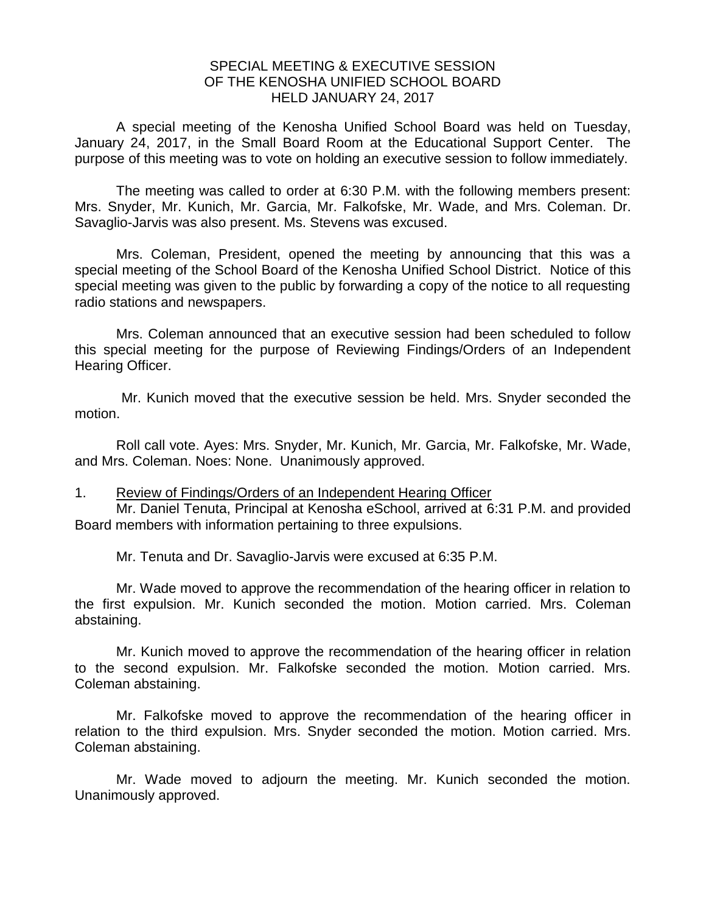# SPECIAL MEETING & EXECUTIVE SESSION
# OF THE KENOSHA UNIFIED SCHOOL BOARD
# HELD JANUARY 24, 2017

A special meeting of the Kenosha Unified School Board was held on Tuesday, January 24, 2017, in the Small Board Room at the Educational Support Center. The purpose of this meeting was to vote on holding an executive session to follow immediately.

The meeting was called to order at 6:30 P.M. with the following members present: Mrs. Snyder, Mr. Kunich, Mr. Garcia, Mr. Falkofske, Mr. Wade, and Mrs. Coleman. Dr. Savaglio-Jarvis was also present. Ms. Stevens was excused.

Mrs. Coleman, President, opened the meeting by announcing that this was a special meeting of the School Board of the Kenosha Unified School District. Notice of this special meeting was given to the public by forwarding a copy of the notice to all requesting radio stations and newspapers.

Mrs. Coleman announced that an executive session had been scheduled to follow this special meeting for the purpose of Reviewing Findings/Orders of an Independent Hearing Officer.

Mr. Kunich moved that the executive session be held. Mrs. Snyder seconded the motion.

Roll call vote. Ayes: Mrs. Snyder, Mr. Kunich, Mr. Garcia, Mr. Falkofske, Mr. Wade, and Mrs. Coleman. Noes: None. Unanimously approved.

1. <u>Review of Findings/Orders of an Independent Hearing Officer</u>

Mr. Daniel Tenuta, Principal at Kenosha eSchool, arrived at 6:31 P.M. and provided Board members with information pertaining to three expulsions.

Mr. Tenuta and Dr. Savaglio-Jarvis were excused at 6:35 P.M.

Mr. Wade moved to approve the recommendation of the hearing officer in relation to the first expulsion. Mr. Kunich seconded the motion. Motion carried. Mrs. Coleman abstaining.

Mr. Kunich moved to approve the recommendation of the hearing officer in relation to the second expulsion. Mr. Falkofske seconded the motion. Motion carried. Mrs. Coleman abstaining.

Mr. Falkofske moved to approve the recommendation of the hearing officer in relation to the third expulsion. Mrs. Snyder seconded the motion. Motion carried. Mrs. Coleman abstaining.

Mr. Wade moved to adjourn the meeting. Mr. Kunich seconded the motion. Unanimously approved.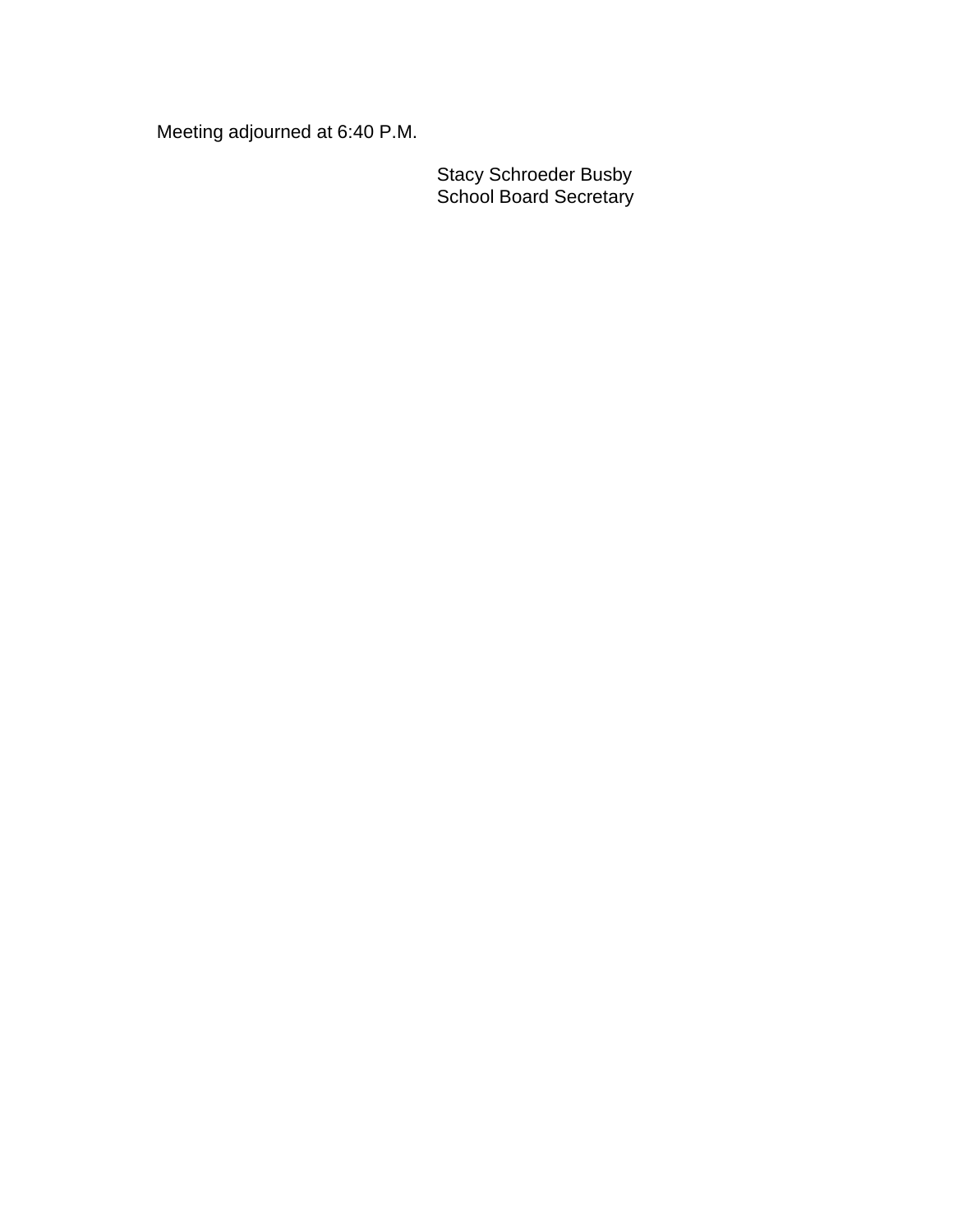Meeting adjourned at 6:40 P.M.

Stacy Schroeder Busby
School Board Secretary